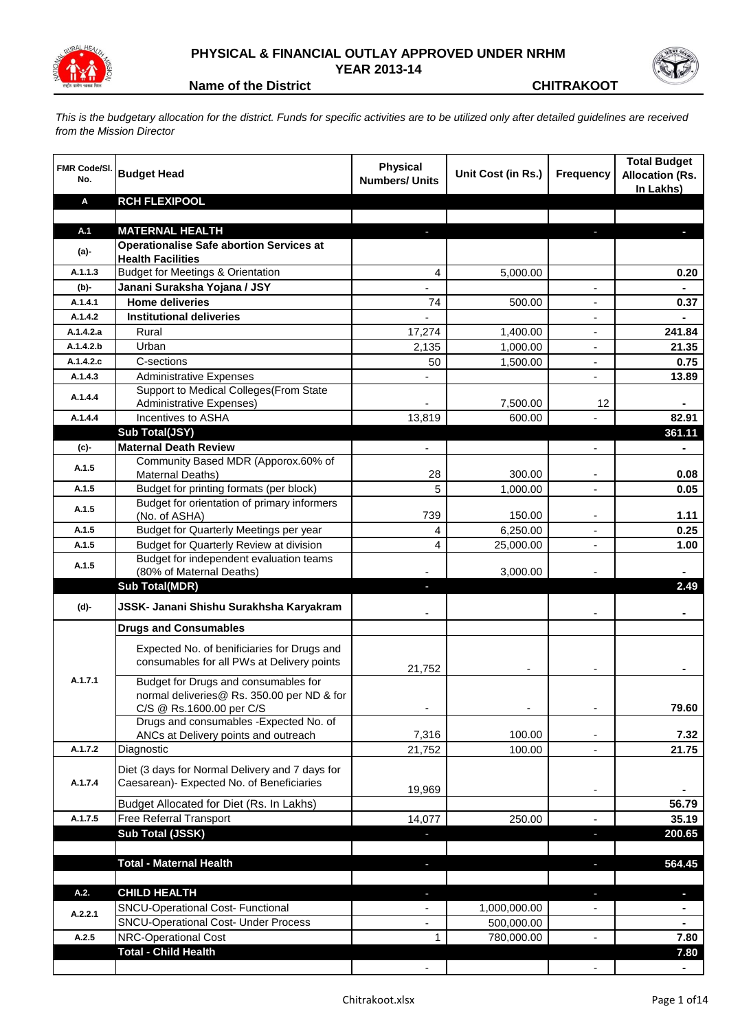# PHYSICAL & FINANCIAL OUTLAY APPROVED UNDER NRHM

## YEAR 2013-14

**Name of the District** **CHITRAKOOT**

*This is the budgetary allocation for the district. Funds for specific activities are to be utilized only after detailed guidelines are received from the Mission Director*

| FMR Code/Sl. No. | Budget Head | Physical Numbers/ Units | Unit Cost (in Rs.) | Frequency | Total Budget Allocation (Rs. In Lakhs) |
|---|---|---|---|---|---|
| **A** | **RCH FLEXIPOOL** | | | | |
| | | | | | |
| **A.1** | **MATERNAL HEALTH** | - | | - | - |
| **(a)-** | **Operationalise Safe abortion Services at Health Facilities** | | | | |
| A.1.1.3 | Budget for Meetings & Orientation | 4 | 5,000.00 | | 0.20 |
| **(b)-** | **Janani Suraksha Yojana / JSY** | - | | - | - |
| A.1.4.1 | **Home deliveries** | 74 | 500.00 | - | 0.37 |
| A.1.4.2 | **Institutional deliveries** | - | | - | - |
| A.1.4.2.a | Rural | 17,274 | 1,400.00 | - | 241.84 |
| A.1.4.2.b | Urban | 2,135 | 1,000.00 | - | 21.35 |
| A.1.4.2.c | C-sections | 50 | 1,500.00 | - | 0.75 |
| A.1.4.3 | Administrative Expenses | - | | - | 13.89 |
| A.1.4.4 | Support to Medical Colleges(From State Administrative Expenses) | - | 7,500.00 | 12 | - |
| A.1.4.4 | Incentives to ASHA | 13,819 | 600.00 | - | 82.91 |
| | **Sub Total(JSY)** | | | | **361.11** |
| **(c)-** | **Maternal Death Review** | - | | - | - |
| A.1.5 | Community Based MDR (Apporox.60% of Maternal Deaths) | 28 | 300.00 | - | 0.08 |
| A.1.5 | Budget for printing formats (per block) | 5 | 1,000.00 | - | 0.05 |
| A.1.5 | Budget for orientation of primary informers (No. of ASHA) | 739 | 150.00 | - | 1.11 |
| A.1.5 | Budget for Quarterly Meetings per year | 4 | 6,250.00 | - | 0.25 |
| A.1.5 | Budget for Quarterly Review at division | 4 | 25,000.00 | - | 1.00 |
| A.1.5 | Budget for independent evaluation teams (80% of Maternal Deaths) | - | 3,000.00 | - | - |
| | **Sub Total(MDR)** | - | | | **2.49** |
| **(d)-** | **JSSK- Janani Shishu Surakhsha Karyakram** | - | | - | - |
| | **Drugs and Consumables** | | | | |
| A.1.7.1 | Expected No. of benificiaries for Drugs and consumables for all PWs at Delivery points | 21,752 | - | - | - |
| | Budget for Drugs and consumables for normal deliveries@ Rs. 350.00 per ND & for C/S @ Rs.1600.00 per C/S | - | - | - | 79.60 |
| | Drugs and consumables -Expected No. of ANCs at Delivery points and outreach | 7,316 | 100.00 | - | 7.32 |
| A.1.7.2 | Diagnostic | 21,752 | 100.00 | - | 21.75 |
| A.1.7.4 | Diet (3 days for Normal Delivery and 7 days for Caesarean)- Expected No. of Beneficiaries | 19,969 | | - | - |
| | Budget Allocated for Diet (Rs. In Lakhs) | | | | 56.79 |
| A.1.7.5 | Free Referral Transport | 14,077 | 250.00 | - | 35.19 |
| | **Sub Total (JSSK)** | - | | - | **200.65** |
| | | | | | |
| | **Total - Maternal Health** | - | | - | **564.45** |
| | | | | | |
| **A.2.** | **CHILD HEALTH** | - | | - | - |
| A.2.2.1 | SNCU-Operational Cost- Functional | - | 1,000,000.00 | - | - |
| | SNCU-Operational Cost- Under Process | - | 500,000.00 | | - |
| A.2.5 | NRC-Operational Cost | 1 | 780,000.00 | - | 7.80 |
| | **Total - Child Health** | | | | **7.80** |
| | | - | | - | - |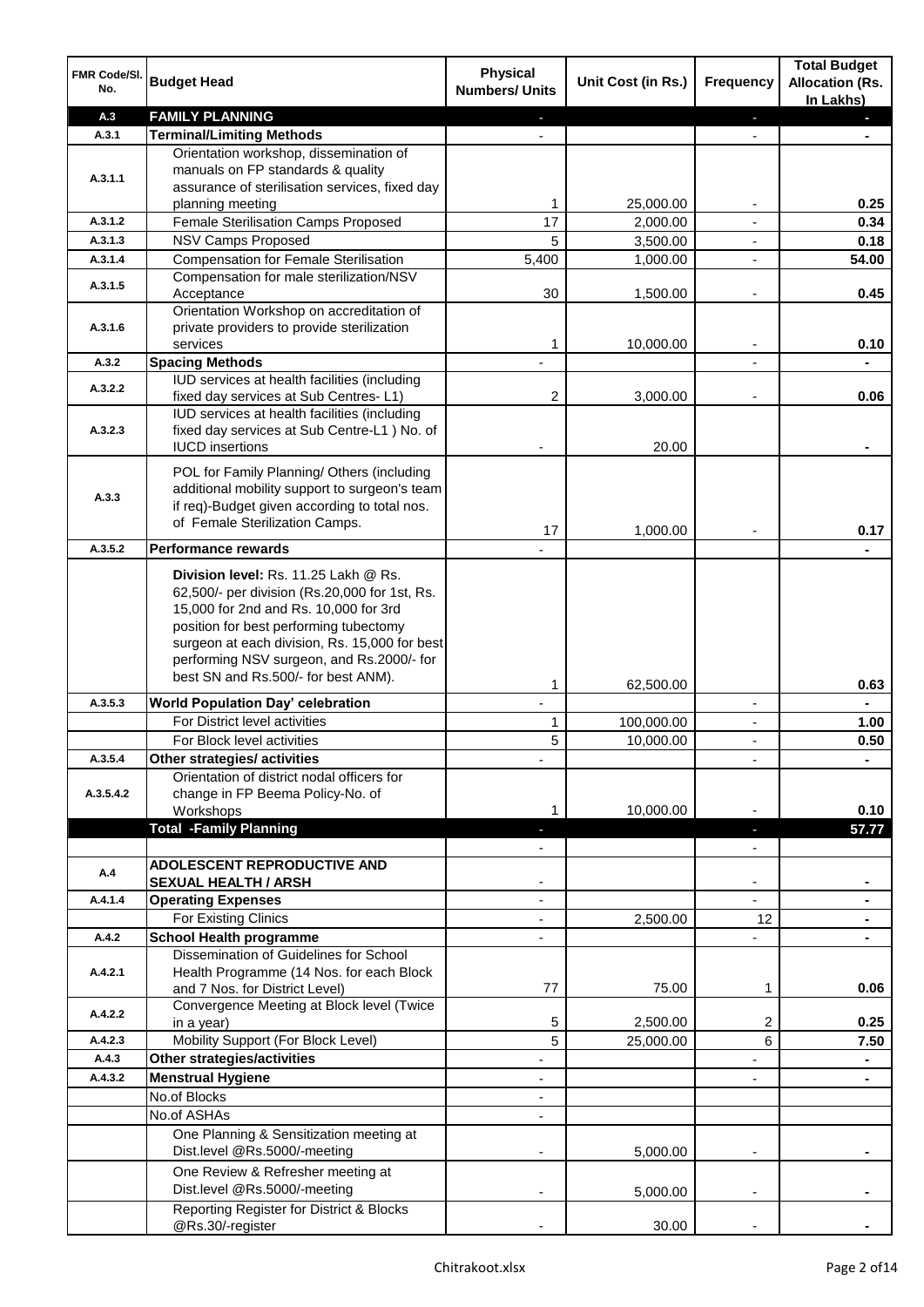| FMR Code/Sl. No. | Budget Head | Physical Numbers/ Units | Unit Cost (in Rs.) | Frequency | Total Budget Allocation (Rs. In Lakhs) |
|---|---|---|---|---|---|
| **A.3** | **FAMILY PLANNING** | - | | - | - |
| **A.3.1** | **Terminal/Limiting Methods** | - | | - | - |
| A.3.1.1 | Orientation workshop, dissemination of manuals on FP standards & quality assurance of sterilisation services, fixed day planning meeting | 1 | 25,000.00 | - | 0.25 |
| A.3.1.2 | Female Sterilisation Camps Proposed | 17 | 2,000.00 | - | 0.34 |
| A.3.1.3 | NSV Camps Proposed | 5 | 3,500.00 | - | 0.18 |
| A.3.1.4 | Compensation for Female Sterilisation | 5,400 | 1,000.00 | - | 54.00 |
| A.3.1.5 | Compensation for male sterilization/NSV Acceptance | 30 | 1,500.00 | - | 0.45 |
| A.3.1.6 | Orientation Workshop on accreditation of private providers to provide sterilization services | 1 | 10,000.00 | - | 0.10 |
| **A.3.2** | **Spacing Methods** | - | | - | - |
| A.3.2.2 | IUD services at health facilities (including fixed day services at Sub Centres- L1) | 2 | 3,000.00 | - | 0.06 |
| A.3.2.3 | IUD services at health facilities (including fixed day services at Sub Centre-L1 ) No. of IUCD insertions | - | 20.00 | | - |
| A.3.3 | POL for Family Planning/ Others (including additional mobility support to surgeon's team if req)-Budget given according to total nos. of Female Sterilization Camps. | 17 | 1,000.00 | - | 0.17 |
| **A.3.5.2** | **Performance rewards** | - | | | - |
| | **Division level:** Rs. 11.25 Lakh @ Rs. 62,500/- per division (Rs.20,000 for 1st, Rs. 15,000 for 2nd and Rs. 10,000 for 3rd position for best performing tubectomy surgeon at each division, Rs. 15,000 for best performing NSV surgeon, and Rs.2000/- for best SN and Rs.500/- for best ANM). | 1 | 62,500.00 | | 0.63 |
| **A.3.5.3** | **World Population Day' celebration** | - | | - | - |
| | For District level activities | 1 | 100,000.00 | - | 1.00 |
| | For Block level activities | 5 | 10,000.00 | - | 0.50 |
| **A.3.5.4** | **Other strategies/ activities** | - | | - | - |
| A.3.5.4.2 | Orientation of district nodal officers for change in FP Beema Policy-No. of Workshops | 1 | 10,000.00 | - | 0.10 |
| | **Total -Family Planning** | - | | - | **57.77** |
| | | - | | - | |
| **A.4** | **ADOLESCENT REPRODUCTIVE AND SEXUAL HEALTH / ARSH** | - | | - | - |
| **A.4.1.4** | **Operating Expenses** | - | | - | - |
| | For Existing Clinics | - | 2,500.00 | 12 | - |
| **A.4.2** | **School Health programme** | - | | - | - |
| A.4.2.1 | Dissemination of Guidelines for School Health Programme (14 Nos. for each Block and 7 Nos. for District Level) | 77 | 75.00 | 1 | 0.06 |
| A.4.2.2 | Convergence Meeting at Block level (Twice in a year) | 5 | 2,500.00 | 2 | 0.25 |
| A.4.2.3 | Mobility Support (For Block Level) | 5 | 25,000.00 | 6 | 7.50 |
| **A.4.3** | **Other strategies/activities** | - | | - | - |
| **A.4.3.2** | **Menstrual Hygiene** | - | | - | - |
| | No.of Blocks | - | | | |
| | No.of ASHAs | - | | | |
| | One Planning & Sensitization meeting at Dist.level @Rs.5000/-meeting | - | 5,000.00 | - | - |
| | One Review & Refresher meeting at Dist.level @Rs.5000/-meeting | - | 5,000.00 | - | - |
| | Reporting Register for District & Blocks @Rs.30/-register | - | 30.00 | - | - |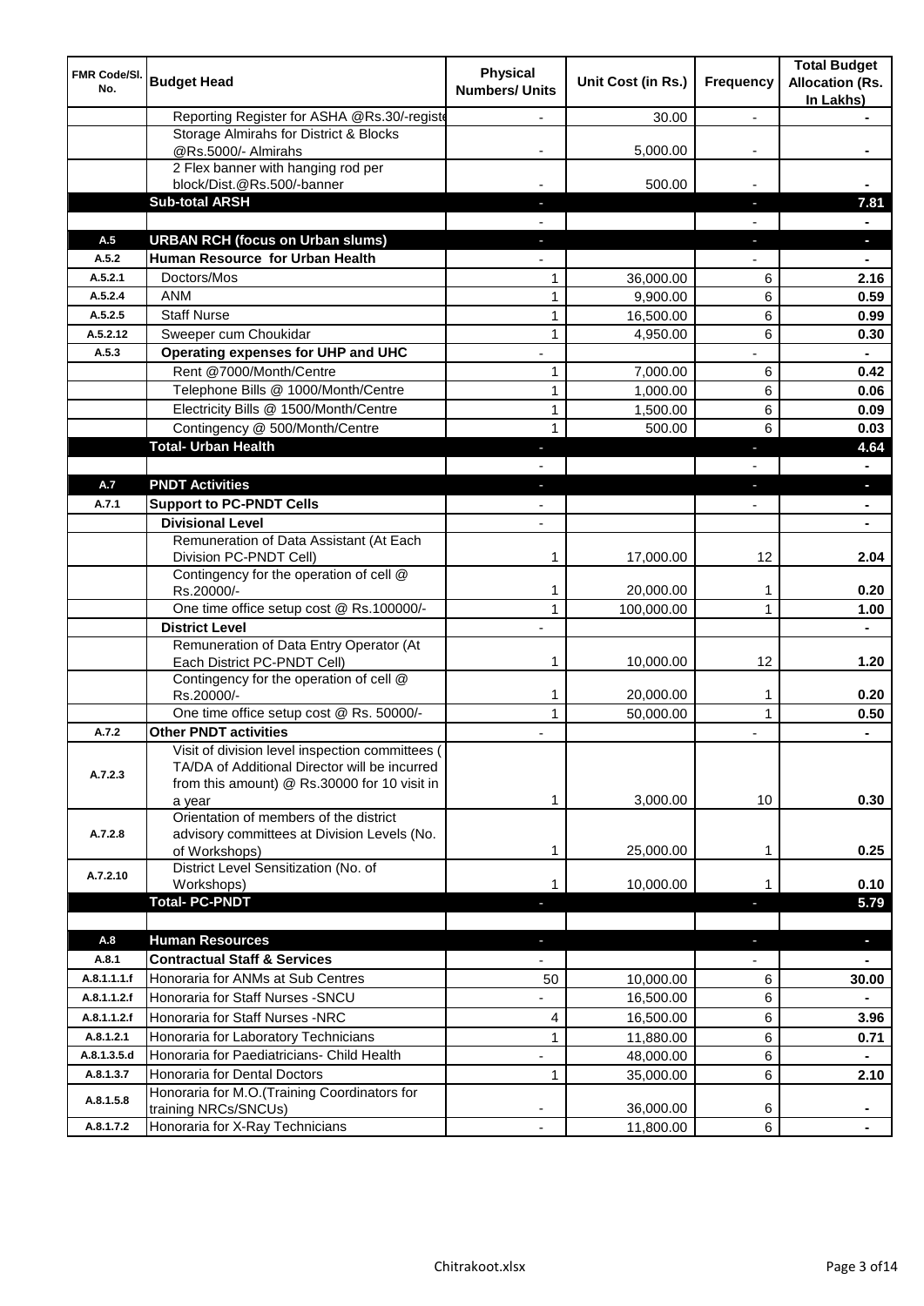| FMR Code/Sl. No. | Budget Head | Physical Numbers/ Units | Unit Cost (in Rs.) | Frequency | Total Budget Allocation (Rs. In Lakhs) |
|---|---|---|---|---|---|
| | Reporting Register for ASHA @Rs.30/-registe | - | 30.00 | - | - |
| | Storage Almirahs for District & Blocks @Rs.5000/- Almirahs | - | 5,000.00 | - | - |
| | 2 Flex banner with hanging rod per block/Dist.@Rs.500/-banner | - | 500.00 | - | - |
| | **Sub-total ARSH** | - | | - | **7.81** |
| | | - | | - | - |
| **A.5** | **URBAN RCH (focus on Urban slums)** | - | | - | - |
| **A.5.2** | **Human Resource for Urban Health** | - | | - | - |
| A.5.2.1 | Doctors/Mos | 1 | 36,000.00 | 6 | **2.16** |
| A.5.2.4 | ANM | 1 | 9,900.00 | 6 | **0.59** |
| A.5.2.5 | Staff Nurse | 1 | 16,500.00 | 6 | **0.99** |
| A.5.2.12 | Sweeper cum Choukidar | 1 | 4,950.00 | 6 | **0.30** |
| **A.5.3** | **Operating expenses for UHP and UHC** | - | | - | - |
| | Rent @7000/Month/Centre | 1 | 7,000.00 | 6 | **0.42** |
| | Telephone Bills @ 1000/Month/Centre | 1 | 1,000.00 | 6 | **0.06** |
| | Electricity Bills @ 1500/Month/Centre | 1 | 1,500.00 | 6 | **0.09** |
| | Contingency @ 500/Month/Centre | 1 | 500.00 | 6 | **0.03** |
| | **Total- Urban Health** | - | | - | **4.64** |
| | | - | | - | - |
| **A.7** | **PNDT Activities** | - | | - | - |
| **A.7.1** | **Support to PC-PNDT Cells** | - | | - | - |
| | **Divisional Level** | - | | | - |
| | Remuneration of Data Assistant (At Each Division PC-PNDT Cell) | 1 | 17,000.00 | 12 | **2.04** |
| | Contingency for the operation of cell @ Rs.20000/- | 1 | 20,000.00 | 1 | **0.20** |
| | One time office setup cost @ Rs.100000/- | 1 | 100,000.00 | 1 | **1.00** |
| | **District Level** | - | | | - |
| | Remuneration of Data Entry Operator (At Each District PC-PNDT Cell) | 1 | 10,000.00 | 12 | **1.20** |
| | Contingency for the operation of cell @ Rs.20000/- | 1 | 20,000.00 | 1 | **0.20** |
| | One time office setup cost @ Rs. 50000/- | 1 | 50,000.00 | 1 | **0.50** |
| **A.7.2** | **Other PNDT activities** | - | | - | - |
| A.7.2.3 | Visit of division level inspection committees ( TA/DA of Additional Director will be incurred from this amount) @ Rs.30000 for 10 visit in a year | 1 | 3,000.00 | 10 | **0.30** |
| A.7.2.8 | Orientation of members of the district advisory committees at Division Levels (No. of Workshops) | 1 | 25,000.00 | 1 | **0.25** |
| A.7.2.10 | District Level Sensitization (No. of Workshops) | 1 | 10,000.00 | 1 | **0.10** |
| | **Total- PC-PNDT** | - | | - | **5.79** |
| | | | | | |
| **A.8** | **Human Resources** | - | | - | - |
| **A.8.1** | **Contractual Staff & Services** | - | | - | - |
| A.8.1.1.1.f | Honoraria for ANMs at Sub Centres | 50 | 10,000.00 | 6 | **30.00** |
| A.8.1.1.2.f | Honoraria for Staff Nurses -SNCU | - | 16,500.00 | 6 | - |
| A.8.1.1.2.f | Honoraria for Staff Nurses -NRC | 4 | 16,500.00 | 6 | **3.96** |
| A.8.1.2.1 | Honoraria for Laboratory Technicians | 1 | 11,880.00 | 6 | **0.71** |
| A.8.1.3.5.d | Honoraria for Paediatricians- Child Health | - | 48,000.00 | 6 | - |
| A.8.1.3.7 | Honoraria for Dental Doctors | 1 | 35,000.00 | 6 | **2.10** |
| A.8.1.5.8 | Honoraria for M.O.(Training Coordinators for training NRCs/SNCUs) | - | 36,000.00 | 6 | - |
| A.8.1.7.2 | Honoraria for X-Ray Technicians | - | 11,800.00 | 6 | - |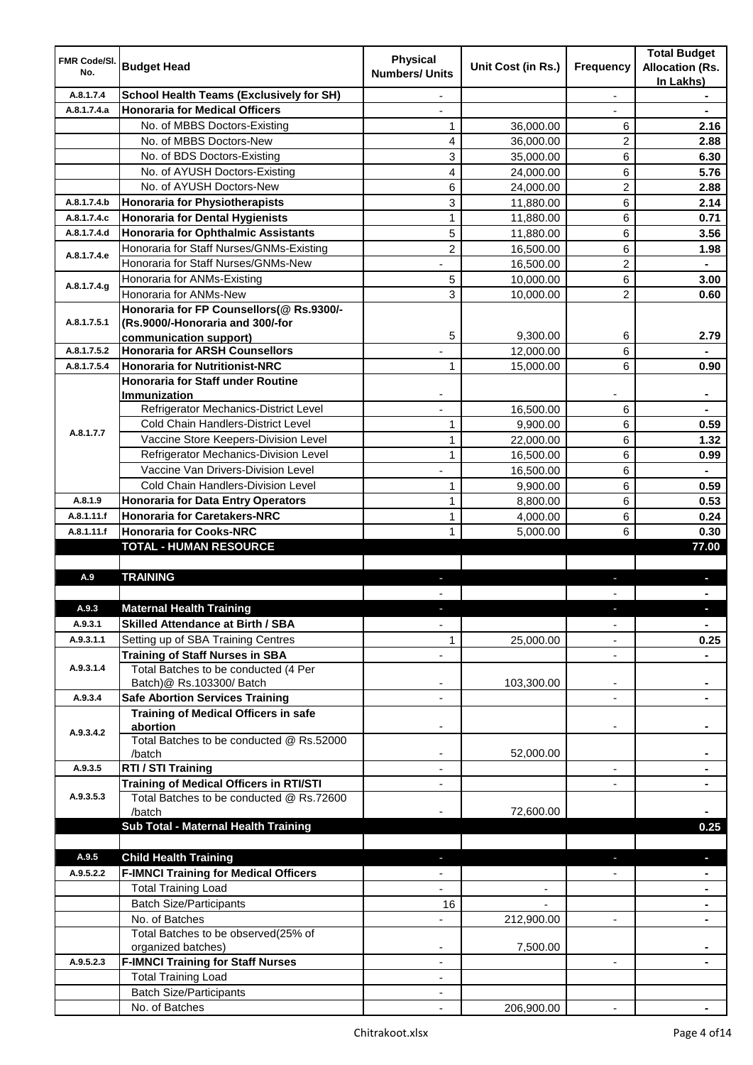| FMR Code/Sl. No. | Budget Head | Physical Numbers/ Units | Unit Cost (in Rs.) | Frequency | Total Budget Allocation (Rs. In Lakhs) |
|---|---|---|---|---|---|
| A.8.1.7.4 | **School Health Teams (Exclusively for SH)** | - | | - | - |
| A.8.1.7.4.a | **Honoraria for Medical Officers** | - | | - | - |
| | No. of MBBS Doctors-Existing | 1 | 36,000.00 | 6 | **2.16** |
| | No. of MBBS Doctors-New | 4 | 36,000.00 | 2 | **2.88** |
| | No. of BDS Doctors-Existing | 3 | 35,000.00 | 6 | **6.30** |
| | No. of AYUSH Doctors-Existing | 4 | 24,000.00 | 6 | **5.76** |
| | No. of AYUSH Doctors-New | 6 | 24,000.00 | 2 | **2.88** |
| A.8.1.7.4.b | **Honoraria for Physiotherapists** | 3 | 11,880.00 | 6 | **2.14** |
| A.8.1.7.4.c | **Honoraria for Dental Hygienists** | 1 | 11,880.00 | 6 | **0.71** |
| A.8.1.7.4.d | **Honoraria for Ophthalmic Assistants** | 5 | 11,880.00 | 6 | **3.56** |
| A.8.1.7.4.e | Honoraria for Staff Nurses/GNMs-Existing | 2 | 16,500.00 | 6 | **1.98** |
| | Honoraria for Staff Nurses/GNMs-New | - | 16,500.00 | 2 | - |
| A.8.1.7.4.g | Honoraria for ANMs-Existing | 5 | 10,000.00 | 6 | **3.00** |
| | Honoraria for ANMs-New | 3 | 10,000.00 | 2 | **0.60** |
| A.8.1.7.5.1 | **Honoraria for FP Counsellors(@ Rs.9300/- (Rs.9000/-Honoraria and 300/-for communication support)** | 5 | 9,300.00 | 6 | **2.79** |
| A.8.1.7.5.2 | **Honoraria for ARSH Counsellors** | - | 12,000.00 | 6 | - |
| A.8.1.7.5.4 | **Honoraria for Nutritionist-NRC** | 1 | 15,000.00 | 6 | **0.90** |
| A.8.1.7.7 | **Honoraria for Staff under Routine Immunization** | - | | - | - |
| | Refrigerator Mechanics-District Level | - | 16,500.00 | 6 | - |
| | Cold Chain Handlers-District Level | 1 | 9,900.00 | 6 | **0.59** |
| | Vaccine Store Keepers-Division Level | 1 | 22,000.00 | 6 | **1.32** |
| | Refrigerator Mechanics-Division Level | 1 | 16,500.00 | 6 | **0.99** |
| | Vaccine Van Drivers-Division Level | - | 16,500.00 | 6 | - |
| | Cold Chain Handlers-Division Level | 1 | 9,900.00 | 6 | **0.59** |
| A.8.1.9 | **Honoraria for Data Entry Operators** | 1 | 8,800.00 | 6 | **0.53** |
| A.8.1.11.f | **Honoraria for Caretakers-NRC** | 1 | 4,000.00 | 6 | **0.24** |
| A.8.1.11.f | **Honoraria for Cooks-NRC** | 1 | 5,000.00 | 6 | **0.30** |
| | **TOTAL - HUMAN RESOURCE** | | | | **77.00** |
| | | | | | |
| A.9 | **TRAINING** | - | | - | - |
| | | - | | - | - |
| A.9.3 | **Maternal Health Training** | - | | - | - |
| A.9.3.1 | **Skilled Attendance at Birth / SBA** | - | | - | - |
| A.9.3.1.1 | Setting up of SBA Training Centres | 1 | 25,000.00 | - | **0.25** |
| A.9.3.1.4 | **Training of Staff Nurses in SBA** | - | | - | - |
| | Total Batches to be conducted (4 Per Batch)@ Rs.103300/ Batch | - | 103,300.00 | - | - |
| A.9.3.4 | **Safe Abortion Services Training** | - | | - | - |
| A.9.3.4.2 | **Training of Medical Officers in safe abortion** | - | | - | - |
| | Total Batches to be conducted @ Rs.52000 /batch | - | 52,000.00 | | - |
| A.9.3.5 | **RTI / STI Training** | - | | - | - |
| A.9.3.5.3 | **Training of Medical Officers in RTI/STI** | - | | - | - |
| | Total Batches to be conducted @ Rs.72600 /batch | - | 72,600.00 | | - |
| | **Sub Total - Maternal Health Training** | | | | **0.25** |
| | | | | | |
| A.9.5 | **Child Health Training** | - | | - | - |
| A.9.5.2.2 | **F-IMNCI Training for Medical Officers** | - | | - | - |
| | Total Training Load | - | - | | - |
| | Batch Size/Participants | 16 | - | | - |
| | No. of Batches | - | 212,900.00 | - | - |
| | Total Batches to be observed(25% of organized batches) | - | 7,500.00 | | - |
| A.9.5.2.3 | **F-IMNCI Training for Staff Nurses** | - | | - | - |
| | Total Training Load | - | | | |
| | Batch Size/Participants | - | | | |
| | No. of Batches | - | 206,900.00 | - | - |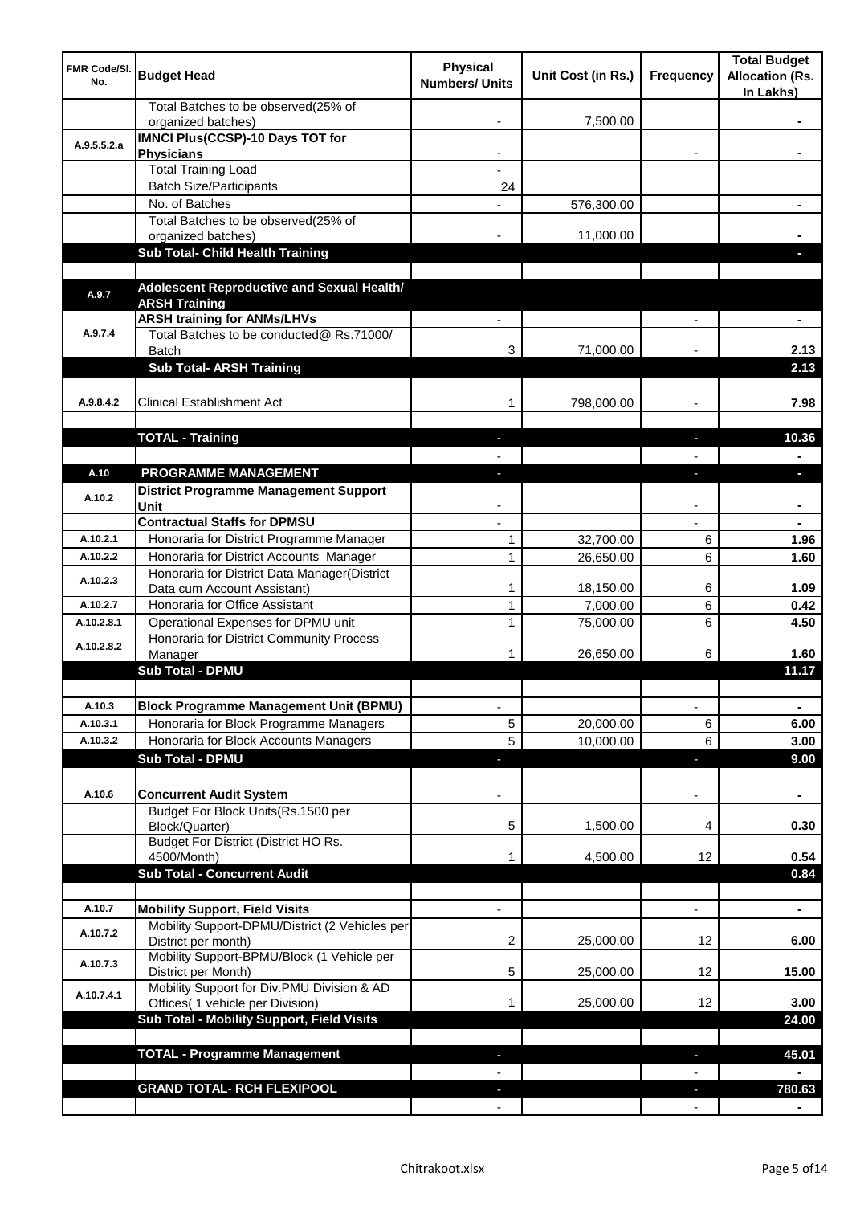| FMR Code/Sl. No. | Budget Head | Physical Numbers/ Units | Unit Cost (in Rs.) | Frequency | Total Budget Allocation (Rs. In Lakhs) |
|---|---|---|---|---|---|
| | Total Batches to be observed(25% of organized batches) | - | 7,500.00 | | - |
| A.9.5.5.2.a | **IMNCI Plus(CCSP)-10 Days TOT for Physicians** | - | | - | - |
| | Total Training Load | - | | | |
| | Batch Size/Participants | 24 | | | |
| | No. of Batches | - | 576,300.00 | | - |
| | Total Batches to be observed(25% of organized batches) | - | 11,000.00 | | - |
| | **Sub Total- Child Health Training** | | | | - |
| | | | | | |
| A.9.7 | **Adolescent Reproductive and Sexual Health/ ARSH Training** | | | | |
| A.9.7.4 | **ARSH training for ANMs/LHVs** | - | | - | - |
| | Total Batches to be conducted@ Rs.71000/ Batch | 3 | 71,000.00 | - | 2.13 |
| | **Sub Total- ARSH Training** | | | | **2.13** |
| | | | | | |
| A.9.8.4.2 | Clinical Establishment Act | 1 | 798,000.00 | - | 7.98 |
| | | | | | |
| | **TOTAL - Training** | - | | - | **10.36** |
| | | - | | - | - |
| A.10 | **PROGRAMME MANAGEMENT** | - | | - | - |
| A.10.2 | **District Programme Management Support Unit** | - | | - | - |
| | **Contractual Staffs for DPMSU** | - | | - | - |
| A.10.2.1 | Honoraria for District Programme Manager | 1 | 32,700.00 | 6 | 1.96 |
| A.10.2.2 | Honoraria for District Accounts Manager | 1 | 26,650.00 | 6 | 1.60 |
| A.10.2.3 | Honoraria for District Data Manager(District Data cum Account Assistant) | 1 | 18,150.00 | 6 | 1.09 |
| A.10.2.7 | Honoraria for Office Assistant | 1 | 7,000.00 | 6 | 0.42 |
| A.10.2.8.1 | Operational Expenses for DPMU unit | 1 | 75,000.00 | 6 | 4.50 |
| A.10.2.8.2 | Honoraria for District Community Process Manager | 1 | 26,650.00 | 6 | 1.60 |
| | **Sub Total - DPMU** | | | | **11.17** |
| | | | | | |
| A.10.3 | **Block Programme Management Unit (BPMU)** | - | | - | - |
| A.10.3.1 | Honoraria for Block Programme Managers | 5 | 20,000.00 | 6 | 6.00 |
| A.10.3.2 | Honoraria for Block Accounts Managers | 5 | 10,000.00 | 6 | 3.00 |
| | **Sub Total - DPMU** | - | | - | **9.00** |
| | | | | | |
| A.10.6 | **Concurrent Audit System** | - | | - | - |
| | Budget For Block Units(Rs.1500 per Block/Quarter) | 5 | 1,500.00 | 4 | 0.30 |
| | Budget For District (District HO Rs. 4500/Month) | 1 | 4,500.00 | 12 | 0.54 |
| | **Sub Total - Concurrent Audit** | | | | **0.84** |
| | | | | | |
| A.10.7 | **Mobility Support, Field Visits** | - | | - | - |
| A.10.7.2 | Mobility Support-DPMU/District (2 Vehicles per District per month) | 2 | 25,000.00 | 12 | 6.00 |
| A.10.7.3 | Mobility Support-BPMU/Block (1 Vehicle per District per Month) | 5 | 25,000.00 | 12 | 15.00 |
| A.10.7.4.1 | Mobility Support for Div.PMU Division & AD Offices( 1 vehicle per Division) | 1 | 25,000.00 | 12 | 3.00 |
| | **Sub Total - Mobility Support, Field Visits** | | | | **24.00** |
| | | | | | |
| | **TOTAL - Programme Management** | - | | - | **45.01** |
| | | - | | - | - |
| | **GRAND TOTAL- RCH FLEXIPOOL** | - | | - | **780.63** |
| | | - | | - | - |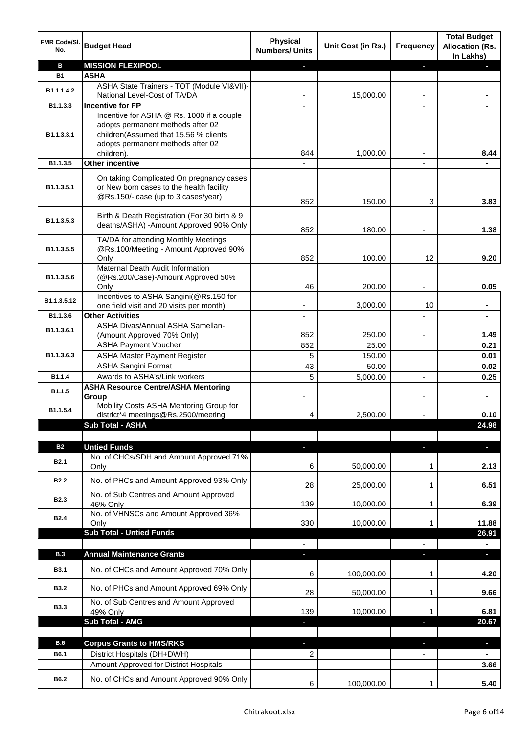| FMR Code/Sl. No. | Budget Head | Physical Numbers/ Units | Unit Cost (in Rs.) | Frequency | Total Budget Allocation (Rs. In Lakhs) |
|---|---|---|---|---|---|
| **B** | **MISSION FLEXIPOOL** | - | | - | - |
| **B1** | **ASHA** | | | | |
| B1.1.1.4.2 | ASHA State Trainers - TOT (Module VI&VII)- National Level-Cost of TA/DA | - | 15,000.00 | - | - |
| B1.1.3.3 | **Incentive for FP** | - | | - | - |
| B1.1.3.3.1 | Incentive for ASHA @ Rs. 1000 if a couple adopts permanent methods after 02 children(Assumed that 15.56 % clients adopts permanent methods after 02 children). | 844 | 1,000.00 | - | 8.44 |
| B1.1.3.5 | **Other incentive** | - | | - | - |
| B1.1.3.5.1 | On taking Complicated On pregnancy cases or New born cases to the health facility @Rs.150/- case (up to 3 cases/year) | 852 | 150.00 | 3 | 3.83 |
| B1.1.3.5.3 | Birth & Death Registration (For 30 birth & 9 deaths/ASHA) -Amount Approved 90% Only | 852 | 180.00 | - | 1.38 |
| B1.1.3.5.5 | TA/DA for attending Monthly Meetings @Rs.100/Meeting - Amount Approved 90% Only | 852 | 100.00 | 12 | 9.20 |
| B1.1.3.5.6 | Maternal Death Audit Information (@Rs.200/Case)-Amount Approved 50% Only | 46 | 200.00 | - | 0.05 |
| B1.1.3.5.12 | Incentives to ASHA Sangini(@Rs.150 for one field visit and 20 visits per month) | - | 3,000.00 | 10 | - |
| B1.1.3.6 | **Other Activities** | - | | - | - |
| B1.1.3.6.1 | ASHA Divas/Annual ASHA Samellan-(Amount Approved 70% Only) | 852 | 250.00 | - | 1.49 |
| B1.1.3.6.3 | ASHA Payment Voucher | 852 | 25.00 | | 0.21 |
| | ASHA Master Payment Register | 5 | 150.00 | | 0.01 |
| | ASHA Sangini Format | 43 | 50.00 | | 0.02 |
| B1.1.4 | Awards to ASHA's/Link workers | 5 | 5,000.00 | - | 0.25 |
| B1.1.5 | **ASHA Resource Centre/ASHA Mentoring Group** | - | | - | - |
| B1.1.5.4 | Mobility Costs ASHA Mentoring Group for district*4 meetings@Rs.2500/meeting | 4 | 2,500.00 | - | 0.10 |
| | **Sub Total - ASHA** | | | | **24.98** |
| | | | | | |
| **B2** | **Untied Funds** | - | | - | - |
| B2.1 | No. of CHCs/SDH and Amount Approved 71% Only | 6 | 50,000.00 | 1 | 2.13 |
| B2.2 | No. of PHCs and Amount Approved 93% Only | 28 | 25,000.00 | 1 | 6.51 |
| B2.3 | No. of Sub Centres and Amount Approved 46% Only | 139 | 10,000.00 | 1 | 6.39 |
| B2.4 | No. of VHNSCs and Amount Approved 36% Only | 330 | 10,000.00 | 1 | 11.88 |
| | **Sub Total - Untied Funds** | | | | **26.91** |
| | | - | | - | - |
| **B.3** | **Annual Maintenance Grants** | - | | - | - |
| B3.1 | No. of CHCs and Amount Approved 70% Only | 6 | 100,000.00 | 1 | 4.20 |
| B3.2 | No. of PHCs and Amount Approved 69% Only | 28 | 50,000.00 | 1 | 9.66 |
| B3.3 | No. of Sub Centres and Amount Approved 49% Only | 139 | 10,000.00 | 1 | 6.81 |
| | **Sub Total - AMG** | - | | - | **20.67** |
| | | | | | |
| **B.6** | **Corpus Grants to HMS/RKS** | - | | - | - |
| B6.1 | District Hospitals (DH+DWH) | 2 | | - | - |
| | Amount Approved for District Hospitals | | | | 3.66 |
| B6.2 | No. of CHCs and Amount Approved 90% Only | 6 | 100,000.00 | 1 | 5.40 |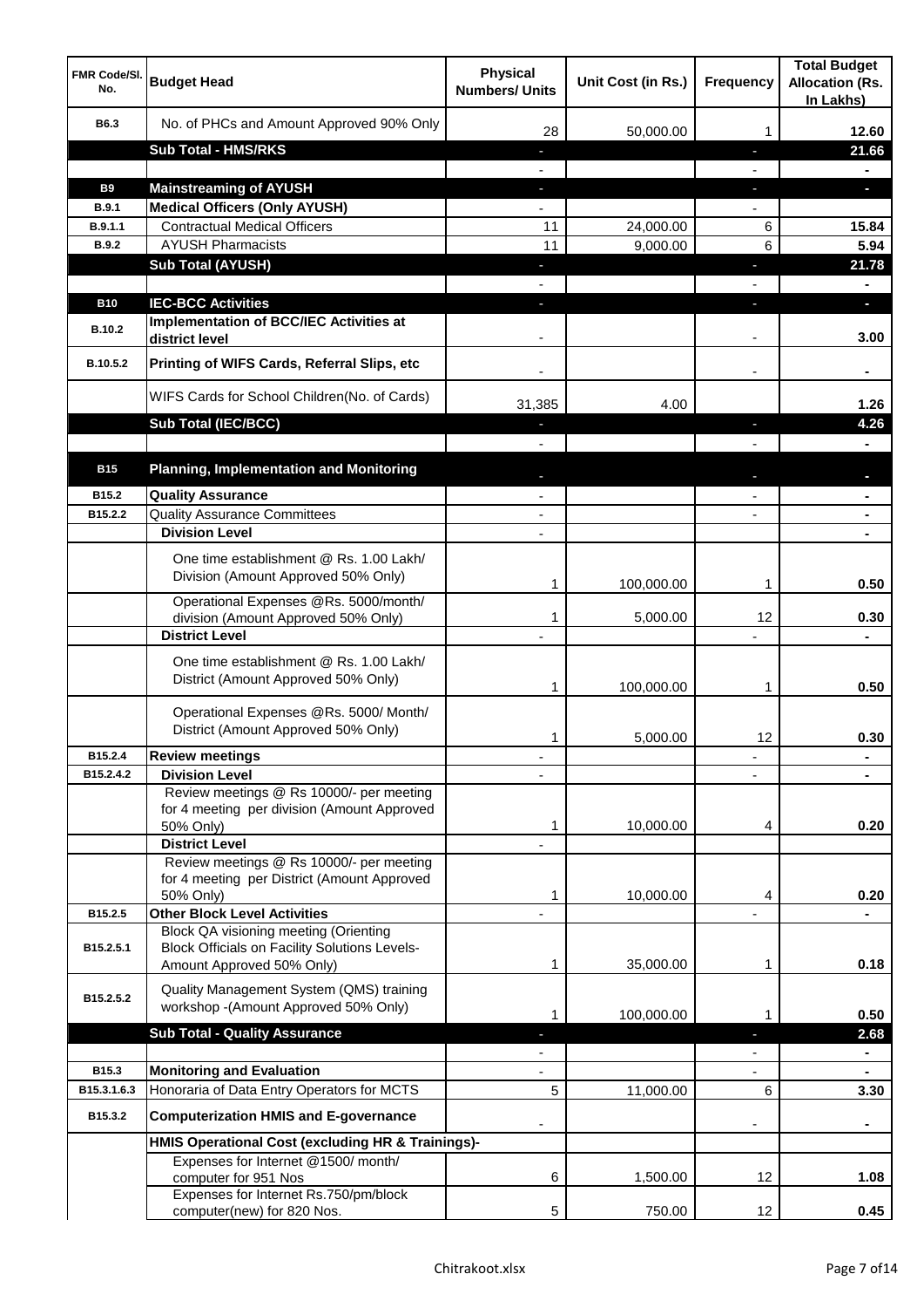| FMR Code/Sl. No. | Budget Head | Physical Numbers/ Units | Unit Cost (in Rs.) | Frequency | Total Budget Allocation (Rs. In Lakhs) |
|---|---|---|---|---|---|
| B6.3 | No. of PHCs and Amount Approved 90% Only | 28 | 50,000.00 | 1 | 12.60 |
| | **Sub Total - HMS/RKS** | - | | - | **21.66** |
| | | - | | - | - |
| **B9** | **Mainstreaming of AYUSH** | - | | - | - |
| **B.9.1** | **Medical Officers (Only AYUSH)** | - | | - | |
| B.9.1.1 | Contractual Medical Officers | 11 | 24,000.00 | 6 | 15.84 |
| B.9.2 | AYUSH Pharmacists | 11 | 9,000.00 | 6 | 5.94 |
| | **Sub Total (AYUSH)** | - | | - | **21.78** |
| | | - | | - | - |
| **B10** | **IEC-BCC Activities** | - | | - | - |
| B.10.2 | **Implementation of BCC/IEC Activities at district level** | - | | - | 3.00 |
| B.10.5.2 | **Printing of WIFS Cards, Referral Slips, etc** | - | | - | - |
| | WIFS Cards for School Children(No. of Cards) | 31,385 | 4.00 | | 1.26 |
| | **Sub Total (IEC/BCC)** | - | | - | **4.26** |
| | | - | | - | - |
| **B15** | **Planning, Implementation and Monitoring** | - | | - | - |
| B15.2 | **Quality Assurance** | - | | - | - |
| B15.2.2 | Quality Assurance Committees | - | | - | - |
| | **Division Level** | - | | | - |
| | One time establishment @ Rs. 1.00 Lakh/ Division (Amount Approved 50% Only) | 1 | 100,000.00 | 1 | 0.50 |
| | Operational Expenses @Rs. 5000/month/ division (Amount Approved 50% Only) | 1 | 5,000.00 | 12 | 0.30 |
| | **District Level** | - | | - | - |
| | One time establishment @ Rs. 1.00 Lakh/ District (Amount Approved 50% Only) | 1 | 100,000.00 | 1 | 0.50 |
| | Operational Expenses @Rs. 5000/ Month/ District (Amount Approved 50% Only) | 1 | 5,000.00 | 12 | 0.30 |
| B15.2.4 | **Review meetings** | - | | - | - |
| B15.2.4.2 | **Division Level** | - | | - | - |
| | Review meetings @ Rs 10000/- per meeting for 4 meeting per division (Amount Approved 50% Only) | 1 | 10,000.00 | 4 | 0.20 |
| | **District Level** | - | | | |
| | Review meetings @ Rs 10000/- per meeting for 4 meeting per District (Amount Approved 50% Only) | 1 | 10,000.00 | 4 | 0.20 |
| B15.2.5 | **Other Block Level Activities** | - | | - | - |
| B15.2.5.1 | Block QA visioning meeting (Orienting Block Officials on Facility Solutions Levels- Amount Approved 50% Only) | 1 | 35,000.00 | 1 | 0.18 |
| B15.2.5.2 | Quality Management System (QMS) training workshop -(Amount Approved 50% Only) | 1 | 100,000.00 | 1 | 0.50 |
| | **Sub Total - Quality Assurance** | - | | - | **2.68** |
| | | - | | - | - |
| B15.3 | **Monitoring and Evaluation** | - | | - | - |
| B15.3.1.6.3 | Honoraria of Data Entry Operators for MCTS | 5 | 11,000.00 | 6 | 3.30 |
| B15.3.2 | **Computerization HMIS and E-governance** | - | | - | - |
| | **HMIS Operational Cost (excluding HR & Trainings)-** | | | | |
| | Expenses for Internet @1500/ month/ computer for 951 Nos | 6 | 1,500.00 | 12 | 1.08 |
| | Expenses for Internet Rs.750/pm/block computer(new) for 820 Nos. | 5 | 750.00 | 12 | 0.45 |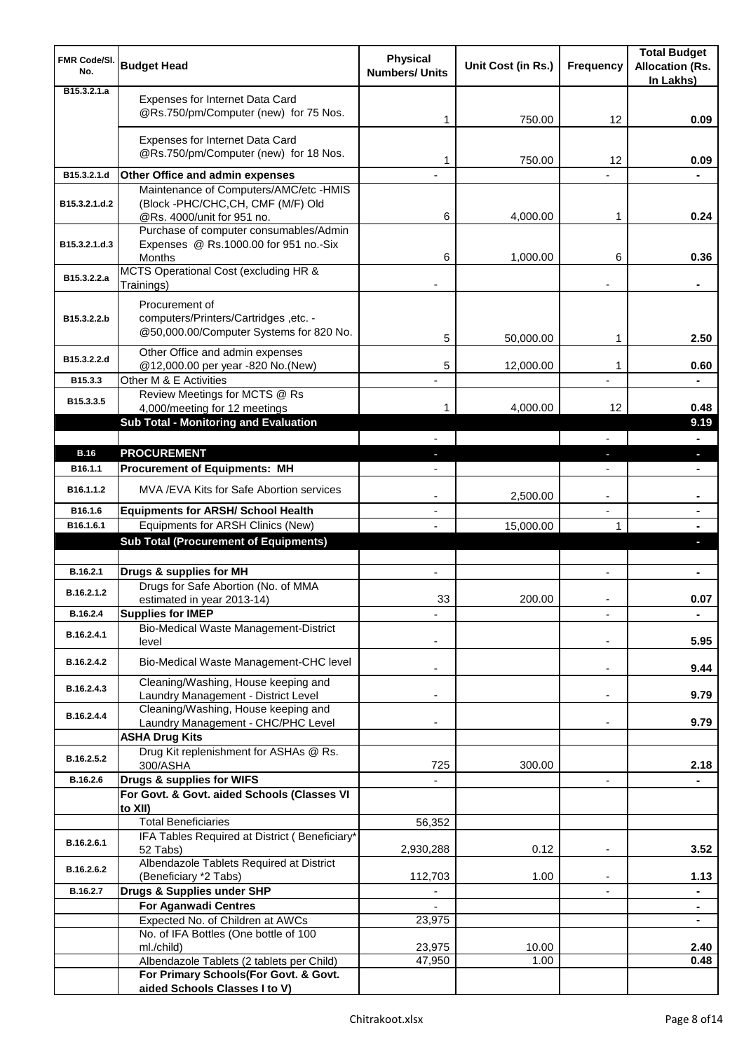| FMR Code/Sl. No. | Budget Head | Physical Numbers/ Units | Unit Cost (in Rs.) | Frequency | Total Budget Allocation (Rs. In Lakhs) |
|---|---|---|---|---|---|
| B15.3.2.1.a | Expenses for Internet Data Card @Rs.750/pm/Computer (new) for 75 Nos. | 1 | 750.00 | 12 | 0.09 |
| | Expenses for Internet Data Card @Rs.750/pm/Computer (new) for 18 Nos. | 1 | 750.00 | 12 | 0.09 |
| B15.3.2.1.d | **Other Office and admin expenses** | - | | - | - |
| B15.3.2.1.d.2 | Maintenance of Computers/AMC/etc -HMIS (Block -PHC/CHC,CH, CMF (M/F) Old @Rs. 4000/unit for 951 no. | 6 | 4,000.00 | 1 | 0.24 |
| B15.3.2.1.d.3 | Purchase of computer consumables/Admin Expenses @ Rs.1000.00 for 951 no.-Six Months | 6 | 1,000.00 | 6 | 0.36 |
| B15.3.2.2.a | MCTS Operational Cost (excluding HR & Trainings) | - | | - | - |
| B15.3.2.2.b | Procurement of computers/Printers/Cartridges ,etc. - @50,000.00/Computer Systems for 820 No. | 5 | 50,000.00 | 1 | 2.50 |
| B15.3.2.2.d | Other Office and admin expenses @12,000.00 per year -820 No.(New) | 5 | 12,000.00 | 1 | 0.60 |
| B15.3.3 | Other M & E Activities | - | | - | - |
| B15.3.3.5 | Review Meetings for MCTS @ Rs 4,000/meeting for 12 meetings | 1 | 4,000.00 | 12 | 0.48 |
| | **Sub Total - Monitoring and Evaluation** | | | | **9.19** |
| | | - | | - | - |
| **B.16** | **PROCUREMENT** | - | | - | - |
| B16.1.1 | **Procurement of Equipments: MH** | - | | - | - |
| B16.1.1.2 | MVA /EVA Kits for Safe Abortion services | - | 2,500.00 | - | - |
| B16.1.6 | **Equipments for ARSH/ School Health** | - | | - | - |
| B16.1.6.1 | Equipments for ARSH Clinics (New) | - | 15,000.00 | 1 | - |
| | **Sub Total (Procurement of Equipments)** | | | | - |
| | | | | | |
| B.16.2.1 | **Drugs & supplies for MH** | - | | - | - |
| B.16.2.1.2 | Drugs for Safe Abortion (No. of MMA estimated in year 2013-14) | 33 | 200.00 | - | 0.07 |
| B.16.2.4 | **Supplies for IMEP** | - | | - | - |
| B.16.2.4.1 | Bio-Medical Waste Management-District level | - | | - | 5.95 |
| B.16.2.4.2 | Bio-Medical Waste Management-CHC level | - | | - | 9.44 |
| B.16.2.4.3 | Cleaning/Washing, House keeping and Laundry Management - District Level | - | | - | 9.79 |
| B.16.2.4.4 | Cleaning/Washing, House keeping and Laundry Management - CHC/PHC Level | - | | - | 9.79 |
| | **ASHA Drug Kits** | | | | |
| B.16.2.5.2 | Drug Kit replenishment for ASHAs @ Rs. 300/ASHA | 725 | 300.00 | | 2.18 |
| B.16.2.6 | **Drugs & supplies for WIFS** | - | | - | - |
| | **For Govt. & Govt. aided Schools (Classes VI to XII)** | | | | |
| | Total Beneficiaries | 56,352 | | | |
| B.16.2.6.1 | IFA Tables Required at District ( Beneficiary* 52 Tabs) | 2,930,288 | 0.12 | - | 3.52 |
| B.16.2.6.2 | Albendazole Tablets Required at District (Beneficiary *2 Tabs) | 112,703 | 1.00 | - | 1.13 |
| B.16.2.7 | **Drugs & Supplies under SHP** | - | | - | - |
| | **For Aganwadi Centres** | - | | | - |
| | Expected No. of Children at AWCs | 23,975 | | | - |
| | No. of IFA Bottles (One bottle of 100 ml./child) | 23,975 | 10.00 | | 2.40 |
| | Albendazole Tablets (2 tablets per Child) | 47,950 | 1.00 | | 0.48 |
| | **For Primary Schools(For Govt. & Govt. aided Schools Classes I to V)** | | | | |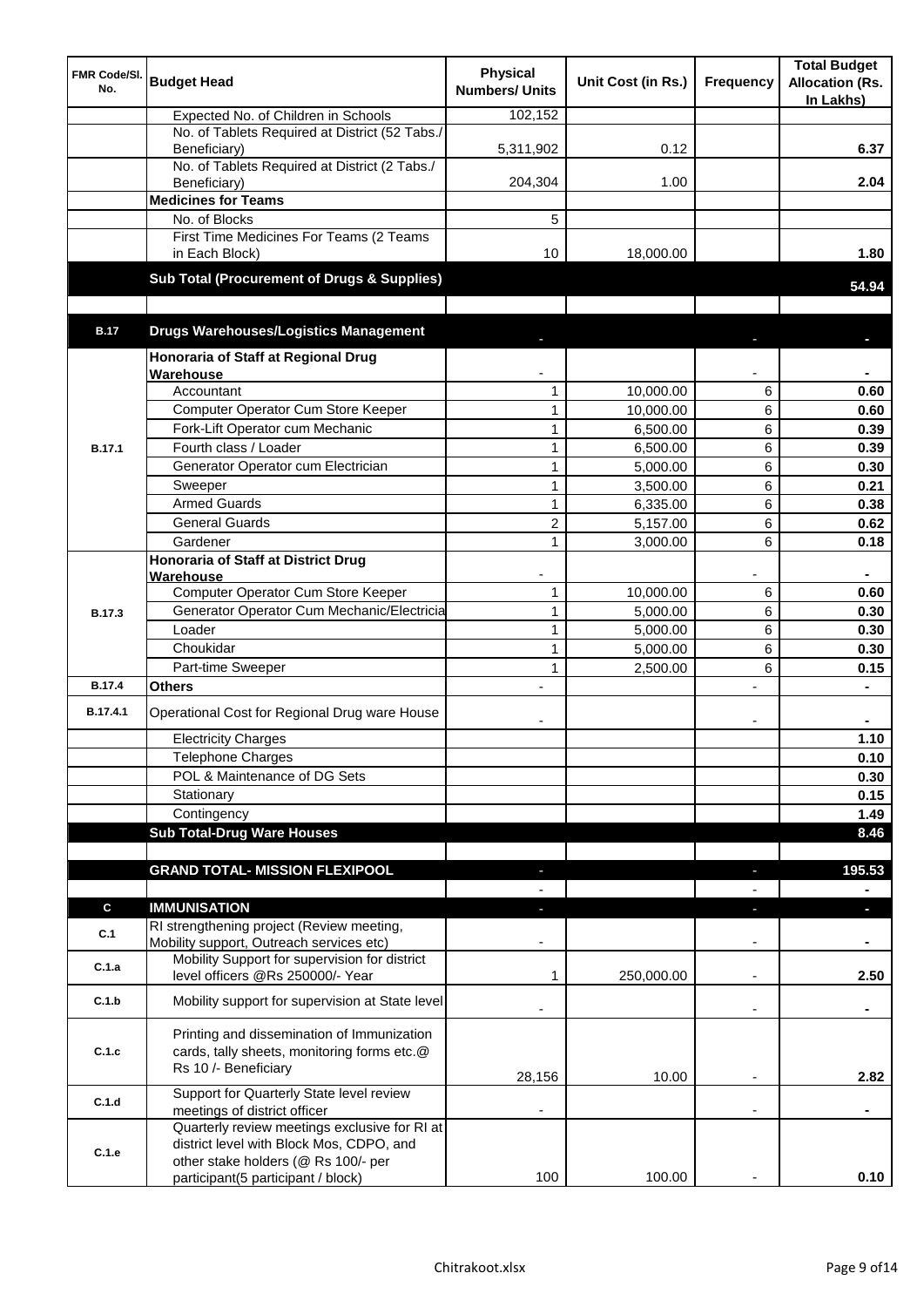| FMR Code/Sl. No. | Budget Head | Physical Numbers/ Units | Unit Cost (in Rs.) | Frequency | Total Budget Allocation (Rs. In Lakhs) |
|---|---|---|---|---|---|
| | Expected No. of Children in Schools | 102,152 | | | |
| | No. of Tablets Required at District (52 Tabs./ Beneficiary) | 5,311,902 | 0.12 | | 6.37 |
| | No. of Tablets Required at District (2 Tabs./ Beneficiary) | 204,304 | 1.00 | | 2.04 |
| | **Medicines for Teams** | | | | |
| | No. of Blocks | 5 | | | |
| | First Time Medicines For Teams (2 Teams in Each Block) | 10 | 18,000.00 | | 1.80 |
| | **Sub Total (Procurement of Drugs & Supplies)** | | | | **54.94** |
| | | | | | |
| **B.17** | **Drugs Warehouses/Logistics Management** | - | | - | - |
| B.17.1 | **Honoraria of Staff at Regional Drug Warehouse** | - | | - | - |
| | Accountant | 1 | 10,000.00 | 6 | 0.60 |
| | Computer Operator Cum Store Keeper | 1 | 10,000.00 | 6 | 0.60 |
| | Fork-Lift Operator cum Mechanic | 1 | 6,500.00 | 6 | 0.39 |
| | Fourth class / Loader | 1 | 6,500.00 | 6 | 0.39 |
| | Generator Operator cum Electrician | 1 | 5,000.00 | 6 | 0.30 |
| | Sweeper | 1 | 3,500.00 | 6 | 0.21 |
| | Armed Guards | 1 | 6,335.00 | 6 | 0.38 |
| | General Guards | 2 | 5,157.00 | 6 | 0.62 |
| | Gardener | 1 | 3,000.00 | 6 | 0.18 |
| B.17.3 | **Honoraria of Staff at District Drug Warehouse** | - | | - | - |
| | Computer Operator Cum Store Keeper | 1 | 10,000.00 | 6 | 0.60 |
| | Generator Operator Cum Mechanic/Electricia | 1 | 5,000.00 | 6 | 0.30 |
| | Loader | 1 | 5,000.00 | 6 | 0.30 |
| | Choukidar | 1 | 5,000.00 | 6 | 0.30 |
| | Part-time Sweeper | 1 | 2,500.00 | 6 | 0.15 |
| B.17.4 | **Others** | - | | - | - |
| B.17.4.1 | Operational Cost for Regional Drug ware House | - | | - | - |
| | Electricity Charges | | | | 1.10 |
| | Telephone Charges | | | | 0.10 |
| | POL & Maintenance of DG Sets | | | | 0.30 |
| | Stationary | | | | 0.15 |
| | Contingency | | | | 1.49 |
| | **Sub Total-Drug Ware Houses** | | | | **8.46** |
| | | | | | |
| | **GRAND TOTAL- MISSION FLEXIPOOL** | - | | - | **195.53** |
| | | - | | - | - |
| **C** | **IMMUNISATION** | - | | - | - |
| C.1 | RI strengthening project (Review meeting, Mobility support, Outreach services etc) | - | | - | - |
| C.1.a | Mobility Support for supervision for district level officers @Rs 250000/- Year | 1 | 250,000.00 | - | 2.50 |
| C.1.b | Mobility support for supervision at State level | - | | - | - |
| C.1.c | Printing and dissemination of Immunization cards, tally sheets, monitoring forms etc.@ Rs 10 /- Beneficiary | 28,156 | 10.00 | - | 2.82 |
| C.1.d | Support for Quarterly State level review meetings of district officer | - | | - | - |
| C.1.e | Quarterly review meetings exclusive for RI at district level with Block Mos, CDPO, and other stake holders (@ Rs 100/- per participant(5 participant / block) | 100 | 100.00 | - | 0.10 |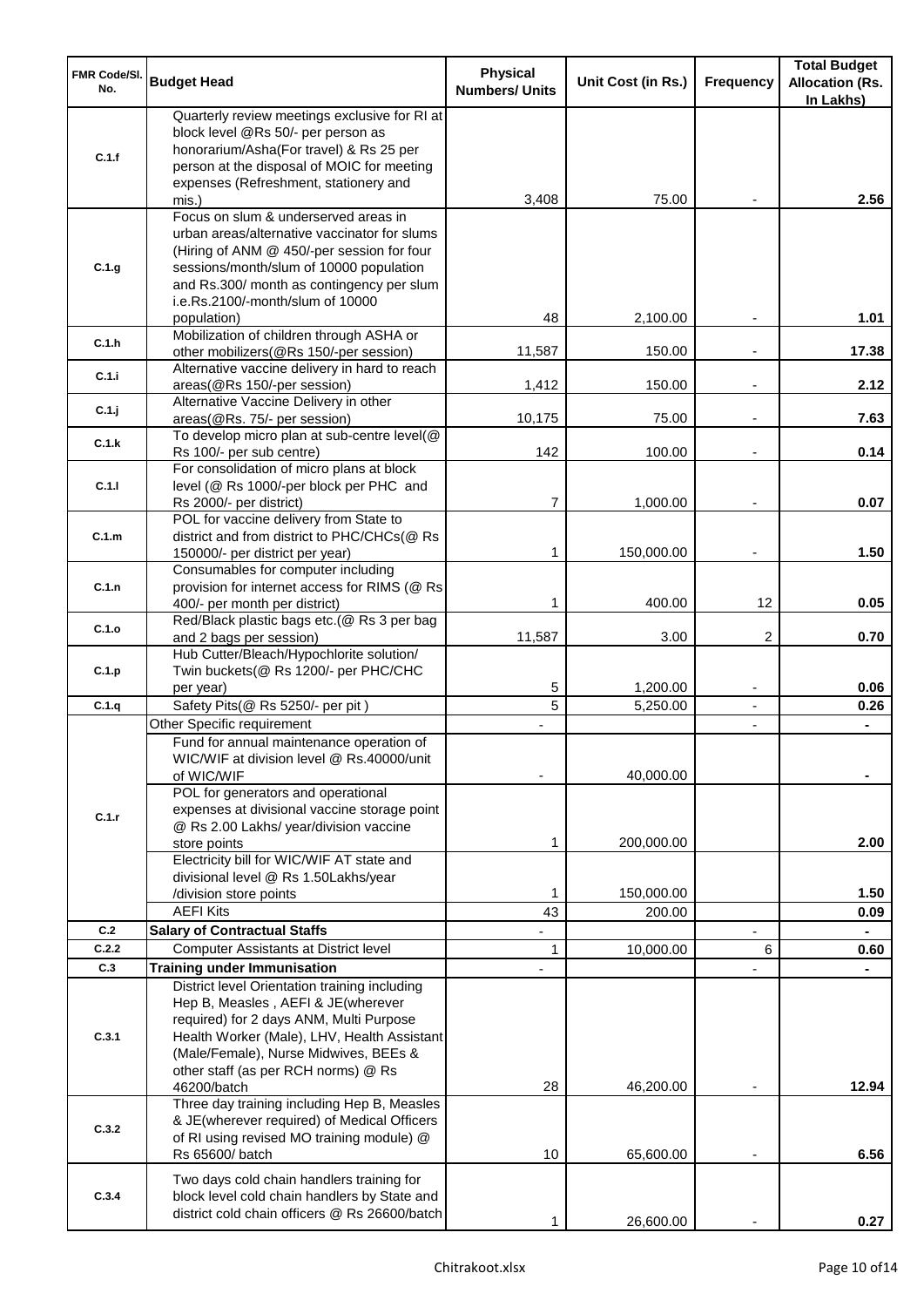| FMR Code/Sl. No. | Budget Head | Physical Numbers/ Units | Unit Cost (in Rs.) | Frequency | Total Budget Allocation (Rs. In Lakhs) |
|---|---|---|---|---|---|
| C.1.f | Quarterly review meetings exclusive for RI at block level @Rs 50/- per person as honorarium/Asha(For travel) & Rs 25 per person at the disposal of MOIC for meeting expenses (Refreshment, stationery and mis.) | 3,408 | 75.00 | - | 2.56 |
| C.1.g | Focus on slum & underserved areas in urban areas/alternative vaccinator for slums (Hiring of ANM @ 450/-per session for four sessions/month/slum of 10000 population and Rs.300/ month as contingency per slum i.e.Rs.2100/-month/slum of 10000 population) | 48 | 2,100.00 | - | 1.01 |
| C.1.h | Mobilization of children through ASHA or other mobilizers(@Rs 150/-per session) | 11,587 | 150.00 | - | 17.38 |
| C.1.i | Alternative vaccine delivery in hard to reach areas(@Rs 150/-per session) | 1,412 | 150.00 | - | 2.12 |
| C.1.j | Alternative Vaccine Delivery in other areas(@Rs. 75/- per session) | 10,175 | 75.00 | - | 7.63 |
| C.1.k | To develop micro plan at sub-centre level(@ Rs 100/- per sub centre) | 142 | 100.00 | - | 0.14 |
| C.1.l | For consolidation of micro plans at block level (@ Rs 1000/-per block per PHC and Rs 2000/- per district) | 7 | 1,000.00 | - | 0.07 |
| C.1.m | POL for vaccine delivery from State to district and from district to PHC/CHCs(@ Rs 150000/- per district per year) | 1 | 150,000.00 | - | 1.50 |
| C.1.n | Consumables for computer including provision for internet access for RIMS (@ Rs 400/- per month per district) | 1 | 400.00 | 12 | 0.05 |
| C.1.o | Red/Black plastic bags etc.(@ Rs 3 per bag and 2 bags per session) | 11,587 | 3.00 | 2 | 0.70 |
| C.1.p | Hub Cutter/Bleach/Hypochlorite solution/ Twin buckets(@ Rs 1200/- per PHC/CHC per year) | 5 | 1,200.00 | - | 0.06 |
| C.1.q | Safety Pits(@ Rs 5250/- per pit ) | 5 | 5,250.00 | - | 0.26 |
| C.1.r | Other Specific requirement | - | | - | - |
| | Fund for annual maintenance operation of WIC/WIF at division level @ Rs.40000/unit of WIC/WIF | - | 40,000.00 | | - |
| | POL for generators and operational expenses at divisional vaccine storage point @ Rs 2.00 Lakhs/ year/division vaccine store points | 1 | 200,000.00 | | 2.00 |
| | Electricity bill for WIC/WIF AT state and divisional level @ Rs 1.50Lakhs/year /division store points | 1 | 150,000.00 | | 1.50 |
| | AEFI Kits | 43 | 200.00 | | 0.09 |
| C.2 | **Salary of Contractual Staffs** | - | | - | - |
| C.2.2 | Computer Assistants at District level | 1 | 10,000.00 | 6 | 0.60 |
| C.3 | **Training under Immunisation** | - | | - | - |
| C.3.1 | District level Orientation training including Hep B, Measles , AEFI & JE(wherever required) for 2 days ANM, Multi Purpose Health Worker (Male), LHV, Health Assistant (Male/Female), Nurse Midwives, BEEs & other staff (as per RCH norms) @ Rs 46200/batch | 28 | 46,200.00 | - | 12.94 |
| C.3.2 | Three day training including Hep B, Measles & JE(wherever required) of Medical Officers of RI using revised MO training module) @ Rs 65600/ batch | 10 | 65,600.00 | - | 6.56 |
| C.3.4 | Two days cold chain handlers training for block level cold chain handlers by State and district cold chain officers @ Rs 26600/batch | 1 | 26,600.00 | - | 0.27 |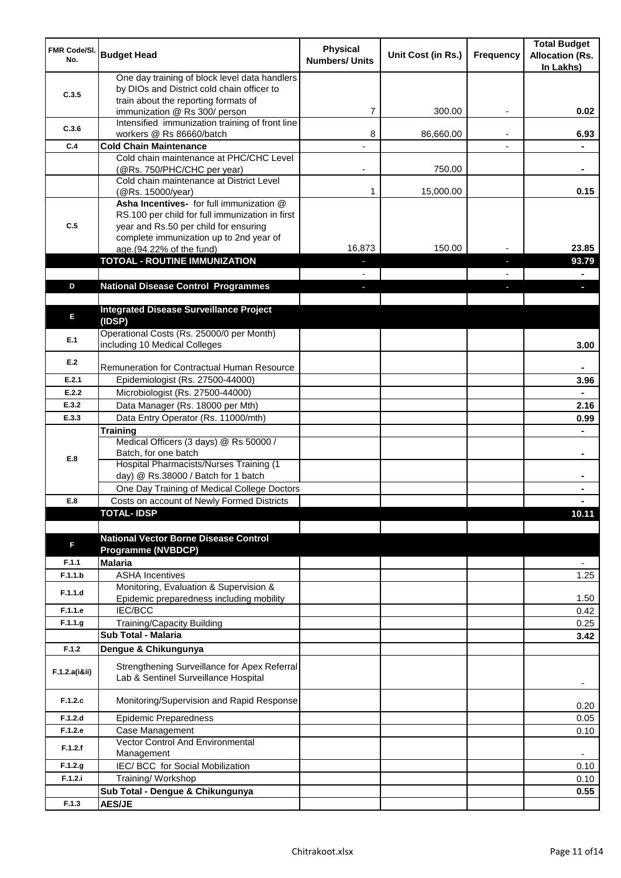| FMR Code/Sl. No. | Budget Head | Physical Numbers/ Units | Unit Cost (in Rs.) | Frequency | Total Budget Allocation (Rs. In Lakhs) |
|---|---|---|---|---|---|
| C.3.5 | One day training of block level data handlers by DIOs and District cold chain officer to train about the reporting formats of immunization @ Rs 300/ person | 7 | 300.00 | - | 0.02 |
| C.3.6 | Intensified immunization training of front line workers @ Rs 86660/batch | 8 | 86,660.00 | - | 6.93 |
| C.4 | **Cold Chain Maintenance** | - | | - | - |
| | Cold chain maintenance at PHC/CHC Level (@Rs. 750/PHC/CHC per year) | - | 750.00 | | - |
| | Cold chain maintenance at District Level (@Rs. 15000/year) | 1 | 15,000.00 | | 0.15 |
| C.5 | **Asha Incentives-** for full immunization @ RS.100 per child for full immunization in first year and Rs.50 per child for ensuring complete immunization up to 2nd year of age.(94.22% of the fund) | 16,873 | 150.00 | - | 23.85 |
| | **TOTOAL - ROUTINE IMMUNIZATION** | - | | - | **93.79** |
| | | - | | - | - |
| D | **National Disease Control Programmes** | - | | - | - |
| | | | | | |
| E | **Integrated Disease Surveillance Project (IDSP)** | | | | |
| E.1 | Operational Costs (Rs. 25000/0 per Month) including 10 Medical Colleges | | | | 3.00 |
| E.2 | Remuneration for Contractual Human Resource | | | | - |
| E.2.1 | Epidemiologist (Rs. 27500-44000) | | | | 3.96 |
| E.2.2 | Microbiologist (Rs. 27500-44000) | | | | - |
| E.3.2 | Data Manager (Rs. 18000 per Mth) | | | | 2.16 |
| E.3.3 | Data Entry Operator (Rs. 11000/mth) | | | | 0.99 |
| E.8 | **Training** | | | | - |
| | Medical Officers (3 days) @ Rs 50000 / Batch, for one batch | | | | - |
| | Hospital Pharmacists/Nurses Training (1 day) @ Rs.38000 / Batch for 1 batch | | | | - |
| | One Day Training of Medical College Doctors | | | | - |
| E.8 | Costs on account of Newly Formed Districts | | | | - |
| | **TOTAL- IDSP** | | | | **10.11** |
| | | | | | |
| F | **National Vector Borne Disease Control Programme (NVBDCP)** | | | | |
| F.1.1 | **Malaria** | | | | - |
| F.1.1.b | ASHA Incentives | | | | 1.25 |
| F.1.1.d | Monitoring, Evaluation & Supervision & Epidemic preparedness including mobility | | | | 1.50 |
| F.1.1.e | IEC/BCC | | | | 0.42 |
| F.1.1.g | Training/Capacity Building | | | | 0.25 |
| | **Sub Total - Malaria** | | | | **3.42** |
| F.1.2 | **Dengue & Chikungunya** | | | | |
| F.1.2.a(i&ii) | Strengthening Surveillance for Apex Referral Lab & Sentinel Surveillance Hospital | | | | - |
| F.1.2.c | Monitoring/Supervision and Rapid Response | | | | 0.20 |
| F.1.2.d | Epidemic Preparedness | | | | 0.05 |
| F.1.2.e | Case Management | | | | 0.10 |
| F.1.2.f | Vector Control And Environmental Management | | | | - |
| F.1.2.g | IEC/ BCC for Social Mobilization | | | | 0.10 |
| F.1.2.i | Training/ Workshop | | | | 0.10 |
| | **Sub Total - Dengue & Chikungunya** | | | | **0.55** |
| F.1.3 | **AES/JE** | | | | |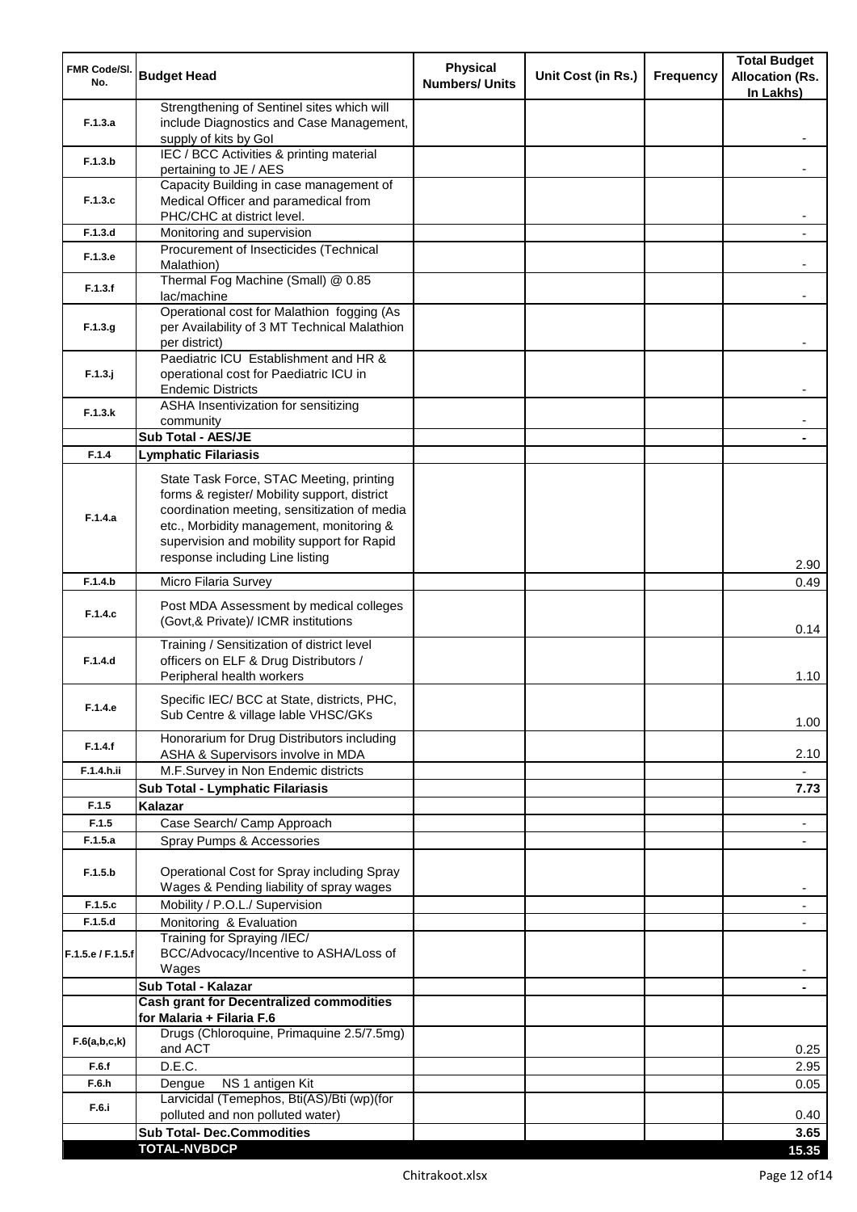| FMR Code/Sl. No. | Budget Head | Physical Numbers/ Units | Unit Cost (in Rs.) | Frequency | Total Budget Allocation (Rs. In Lakhs) |
|---|---|---|---|---|---|
| F.1.3.a | Strengthening of Sentinel sites which will include Diagnostics and Case Management, supply of kits by GoI | | | | - |
| F.1.3.b | IEC / BCC Activities & printing material pertaining to JE / AES | | | | - |
| F.1.3.c | Capacity Building in case management of Medical Officer and paramedical from PHC/CHC at district level. | | | | - |
| F.1.3.d | Monitoring and supervision | | | | - |
| F.1.3.e | Procurement of Insecticides (Technical Malathion) | | | | - |
| F.1.3.f | Thermal Fog Machine (Small) @ 0.85 lac/machine | | | | - |
| F.1.3.g | Operational cost for Malathion fogging (As per Availability of 3 MT Technical Malathion per district) | | | | - |
| F.1.3.j | Paediatric ICU Establishment and HR & operational cost for Paediatric ICU in Endemic Districts | | | | - |
| F.1.3.k | ASHA Insentivization for sensitizing community | | | | - |
| | **Sub Total - AES/JE** | | | | **-** |
| F.1.4 | **Lymphatic Filariasis** | | | | |
| F.1.4.a | State Task Force, STAC Meeting, printing forms & register/ Mobility support, district coordination meeting, sensitization of media etc., Morbidity management, monitoring & supervision and mobility support for Rapid response including Line listing | | | | 2.90 |
| F.1.4.b | Micro Filaria Survey | | | | 0.49 |
| F.1.4.c | Post MDA Assessment by medical colleges (Govt,& Private)/ ICMR institutions | | | | 0.14 |
| F.1.4.d | Training / Sensitization of district level officers on ELF & Drug Distributors / Peripheral health workers | | | | 1.10 |
| F.1.4.e | Specific IEC/ BCC at State, districts, PHC, Sub Centre & village lable VHSC/GKs | | | | 1.00 |
| F.1.4.f | Honorarium for Drug Distributors including ASHA & Supervisors involve in MDA | | | | 2.10 |
| F.1.4.h.ii | M.F.Survey in Non Endemic districts | | | | - |
| | **Sub Total - Lymphatic Filariasis** | | | | **7.73** |
| F.1.5 | **Kalazar** | | | | |
| F.1.5 | Case Search/ Camp Approach | | | | - |
| F.1.5.a | Spray Pumps & Accessories | | | | - |
| F.1.5.b | Operational Cost for Spray including Spray Wages & Pending liability of spray wages | | | | - |
| F.1.5.c | Mobility / P.O.L./ Supervision | | | | - |
| F.1.5.d | Monitoring & Evaluation | | | | - |
| F.1.5.e / F.1.5.f | Training for Spraying /IEC/ BCC/Advocacy/Incentive to ASHA/Loss of Wages | | | | - |
| | **Sub Total - Kalazar** | | | | **-** |
| | **Cash grant for Decentralized commodities for Malaria + Filaria F.6** | | | | |
| F.6(a,b,c,k) | Drugs (Chloroquine, Primaquine 2.5/7.5mg) and ACT | | | | 0.25 |
| F.6.f | D.E.C. | | | | 2.95 |
| F.6.h | Dengue NS 1 antigen Kit | | | | 0.05 |
| F.6.i | Larvicidal (Temephos, Bti(AS)/Bti (wp)(for polluted and non polluted water) | | | | 0.40 |
| | **Sub Total- Dec.Commodities** | | | | **3.65** |
| | **TOTAL-NVBDCP** | | | | **15.35** |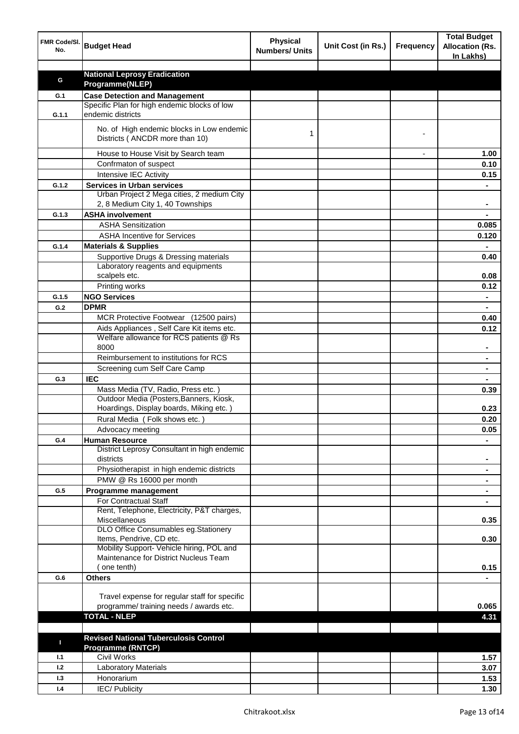| FMR Code/Sl. No. | Budget Head | Physical Numbers/ Units | Unit Cost (in Rs.) | Frequency | Total Budget Allocation (Rs. In Lakhs) |
|---|---|---|---|---|---|
| | | | | | |
| G | **National Leprosy Eradication Programme(NLEP)** | | | | |
| G.1 | **Case Detection and Management** | | | | |
| G.1.1 | Specific Plan for high endemic blocks of low endemic districts | | | | |
| | No. of High endemic blocks in Low endemic Districts ( ANCDR more than 10) | 1 | | - | |
| | House to House Visit by Search team | | | - | 1.00 |
| | Confrmaton of suspect | | | | 0.10 |
| | Intensive IEC Activity | | | | 0.15 |
| G.1.2 | **Services in Urban services** | | | | - |
| | Urban Project 2 Mega cities, 2 medium City 2, 8 Medium City 1, 40 Townships | | | | - |
| G.1.3 | **ASHA involvement** | | | | - |
| | ASHA Sensitization | | | | 0.085 |
| | ASHA Incentive for Services | | | | 0.120 |
| G.1.4 | **Materials & Supplies** | | | | - |
| | Supportive Drugs & Dressing materials | | | | 0.40 |
| | Laboratory reagents and equipments scalpels etc. | | | | 0.08 |
| | Printing works | | | | 0.12 |
| G.1.5 | **NGO Services** | | | | - |
| G.2 | **DPMR** | | | | - |
| | MCR Protective Footwear (12500 pairs) | | | | 0.40 |
| | Aids Appliances , Self Care Kit items etc. | | | | 0.12 |
| | Welfare allowance for RCS patients @ Rs 8000 | | | | - |
| | Reimbursement to institutions for RCS | | | | - |
| | Screening cum Self Care Camp | | | | - |
| G.3 | **IEC** | | | | - |
| | Mass Media (TV, Radio, Press etc. ) | | | | 0.39 |
| | Outdoor Media (Posters,Banners, Kiosk, Hoardings, Display boards, Miking etc. ) | | | | 0.23 |
| | Rural Media ( Folk shows etc. ) | | | | 0.20 |
| | Advocacy meeting | | | | 0.05 |
| G.4 | **Human Resource** | | | | - |
| | District Leprosy Consultant in high endemic districts | | | | - |
| | Physiotherapist in high endemic districts | | | | - |
| | PMW @ Rs 16000 per month | | | | - |
| G.5 | **Programme management** | | | | - |
| | For Contractual Staff | | | | - |
| | Rent, Telephone, Electricity, P&T charges, Miscellaneous | | | | 0.35 |
| | DLO Office Consumables eg.Stationery Items, Pendrive, CD etc. | | | | 0.30 |
| | Mobility Support- Vehicle hiring, POL and Maintenance for District Nucleus Team ( one tenth) | | | | 0.15 |
| G.6 | **Others** | | | | - |
| | Travel expense for regular staff for specific programme/ training needs / awards etc. | | | | 0.065 |
| | **TOTAL - NLEP** | | | | **4.31** |
| | | | | | |
| I | **Revised National Tuberculosis Control Programme (RNTCP)** | | | | |
| I.1 | Civil Works | | | | 1.57 |
| I.2 | Laboratory Materials | | | | 3.07 |
| I.3 | Honorarium | | | | 1.53 |
| I.4 | IEC/ Publicity | | | | 1.30 |

Chitrakoot.xlsx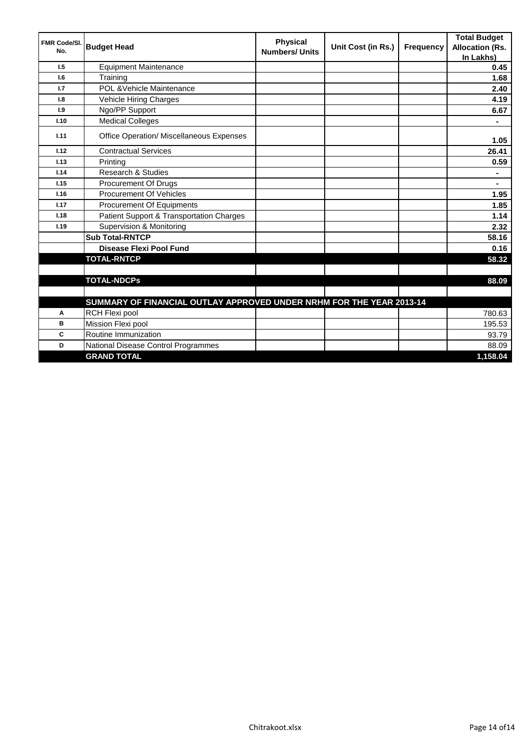| FMR Code/Sl. No. | Budget Head | Physical Numbers/ Units | Unit Cost (in Rs.) | Frequency | Total Budget Allocation (Rs. In Lakhs) |
|---|---|---|---|---|---|
| I.5 | Equipment Maintenance | | | | **0.45** |
| I.6 | Training | | | | **1.68** |
| I.7 | POL &Vehicle Maintenance | | | | **2.40** |
| I.8 | Vehicle Hiring Charges | | | | **4.19** |
| I.9 | Ngo/PP Support | | | | **6.67** |
| I.10 | Medical Colleges | | | | **-** |
| I.11 | Office Operation/ Miscellaneous Expenses | | | | **1.05** |
| I.12 | Contractual Services | | | | **26.41** |
| I.13 | Printing | | | | **0.59** |
| I.14 | Research & Studies | | | | **-** |
| I.15 | Procurement Of Drugs | | | | **-** |
| I.16 | Procurement Of Vehicles | | | | **1.95** |
| I.17 | Procurement Of Equipments | | | | **1.85** |
| I.18 | Patient Support & Transportation Charges | | | | **1.14** |
| I.19 | Supervision & Monitoring | | | | **2.32** |
| | **Sub Total-RNTCP** | | | | **58.16** |
| | **Disease Flexi Pool Fund** | | | | **0.16** |
| | **TOTAL-RNTCP** | | | | **58.32** |
| | | | | | |
| | **TOTAL-NDCPs** | | | | **88.09** |
| | | | | | |
| | **SUMMARY OF FINANCIAL OUTLAY APPROVED UNDER NRHM FOR THE YEAR 2013-14** | | | | |
| A | RCH Flexi pool | | | | 780.63 |
| B | Mission Flexi pool | | | | 195.53 |
| C | Routine Immunization | | | | 93.79 |
| D | National Disease Control Programmes | | | | 88.09 |
| | **GRAND TOTAL** | | | | **1,158.04** |